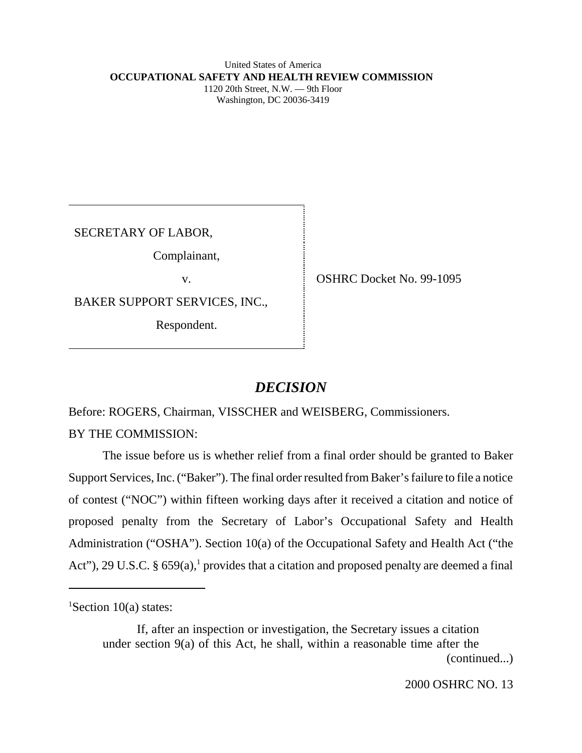United States of America
**OCCUPATIONAL SAFETY AND HEALTH REVIEW COMMISSION**
1120 20th Street, N.W. — 9th Floor
Washington, DC 20036-3419

| | |
|---|---|
| SECRETARY OF LABOR,<br><br>Complainant,<br><br>v.<br><br>BAKER SUPPORT SERVICES, INC.,<br><br>Respondent. | OSHRC Docket No. 99-1095 |

## *DECISION*

Before: ROGERS, Chairman, VISSCHER and WEISBERG, Commissioners.

BY THE COMMISSION:

The issue before us is whether relief from a final order should be granted to Baker Support Services, Inc. ("Baker"). The final order resulted from Baker's failure to file a notice of contest ("NOC") within fifteen working days after it received a citation and notice of proposed penalty from the Secretary of Labor's Occupational Safety and Health Administration ("OSHA"). Section 10(a) of the Occupational Safety and Health Act ("the Act"), 29 U.S.C. § 659(a),[1] provides that a citation and proposed penalty are deemed a final

---

[1]Section 10(a) states:

> If, after an inspection or investigation, the Secretary issues a citation under section 9(a) of this Act, he shall, within a reasonable time after the
>
> (continued...)

2000 OSHRC NO. 13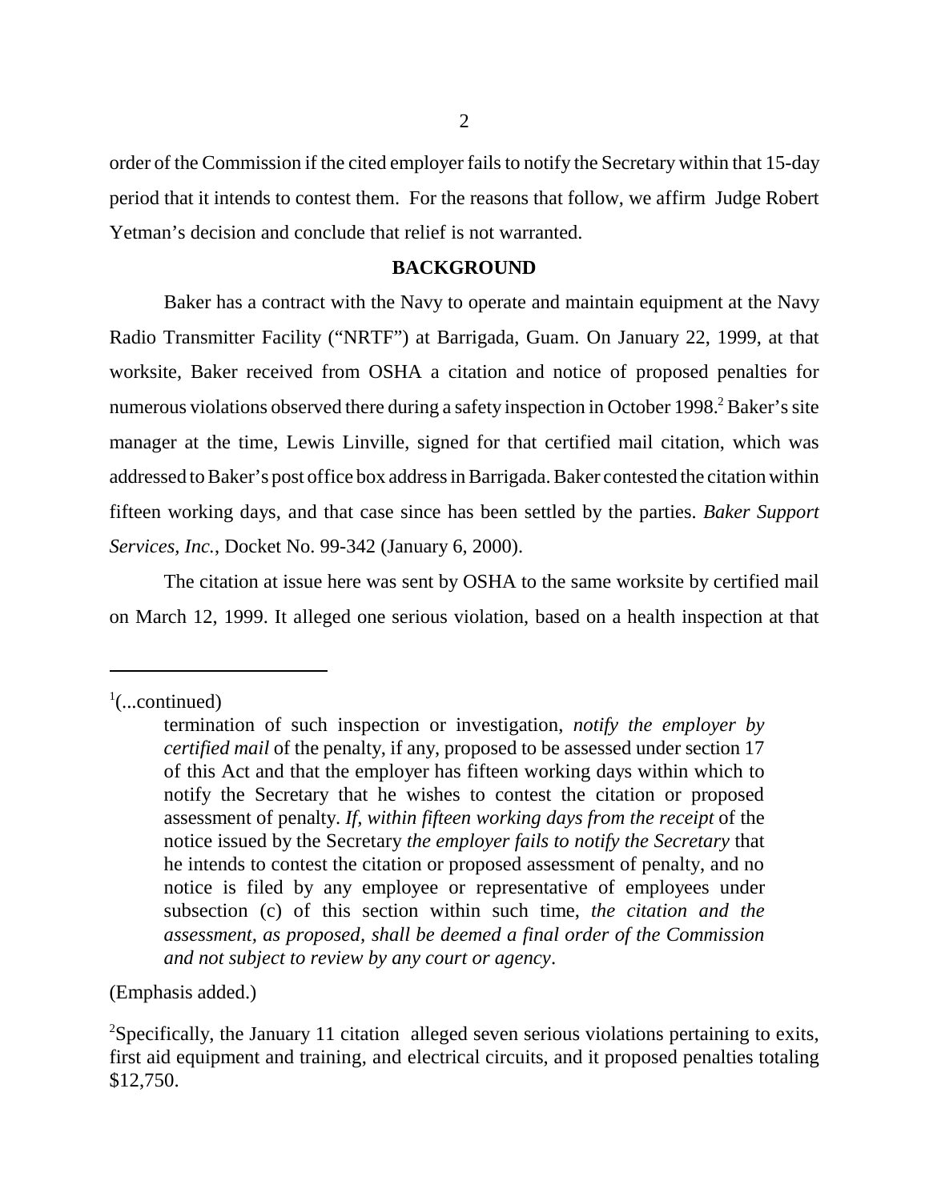order of the Commission if the cited employer fails to notify the Secretary within that 15-day period that it intends to contest them. For the reasons that follow, we affirm Judge Robert Yetman's decision and conclude that relief is not warranted.

## BACKGROUND

Baker has a contract with the Navy to operate and maintain equipment at the Navy Radio Transmitter Facility ("NRTF") at Barrigada, Guam. On January 22, 1999, at that worksite, Baker received from OSHA a citation and notice of proposed penalties for numerous violations observed there during a safety inspection in October 1998.[2] Baker's site manager at the time, Lewis Linville, signed for that certified mail citation, which was addressed to Baker's post office box address in Barrigada. Baker contested the citation within fifteen working days, and that case since has been settled by the parties. *Baker Support Services, Inc.*, Docket No. 99-342 (January 6, 2000).

The citation at issue here was sent by OSHA to the same worksite by certified mail on March 12, 1999. It alleged one serious violation, based on a health inspection at that

---

[1](...continued)

> termination of such inspection or investigation, *notify the employer by certified mail* of the penalty, if any, proposed to be assessed under section 17 of this Act and that the employer has fifteen working days within which to notify the Secretary that he wishes to contest the citation or proposed assessment of penalty. *If, within fifteen working days from the receipt* of the notice issued by the Secretary *the employer fails to notify the Secretary* that he intends to contest the citation or proposed assessment of penalty, and no notice is filed by any employee or representative of employees under subsection (c) of this section within such time, *the citation and the assessment, as proposed, shall be deemed a final order of the Commission and not subject to review by any court or agency*.

(Emphasis added.)

[2]Specifically, the January 11 citation alleged seven serious violations pertaining to exits, first aid equipment and training, and electrical circuits, and it proposed penalties totaling $12,750.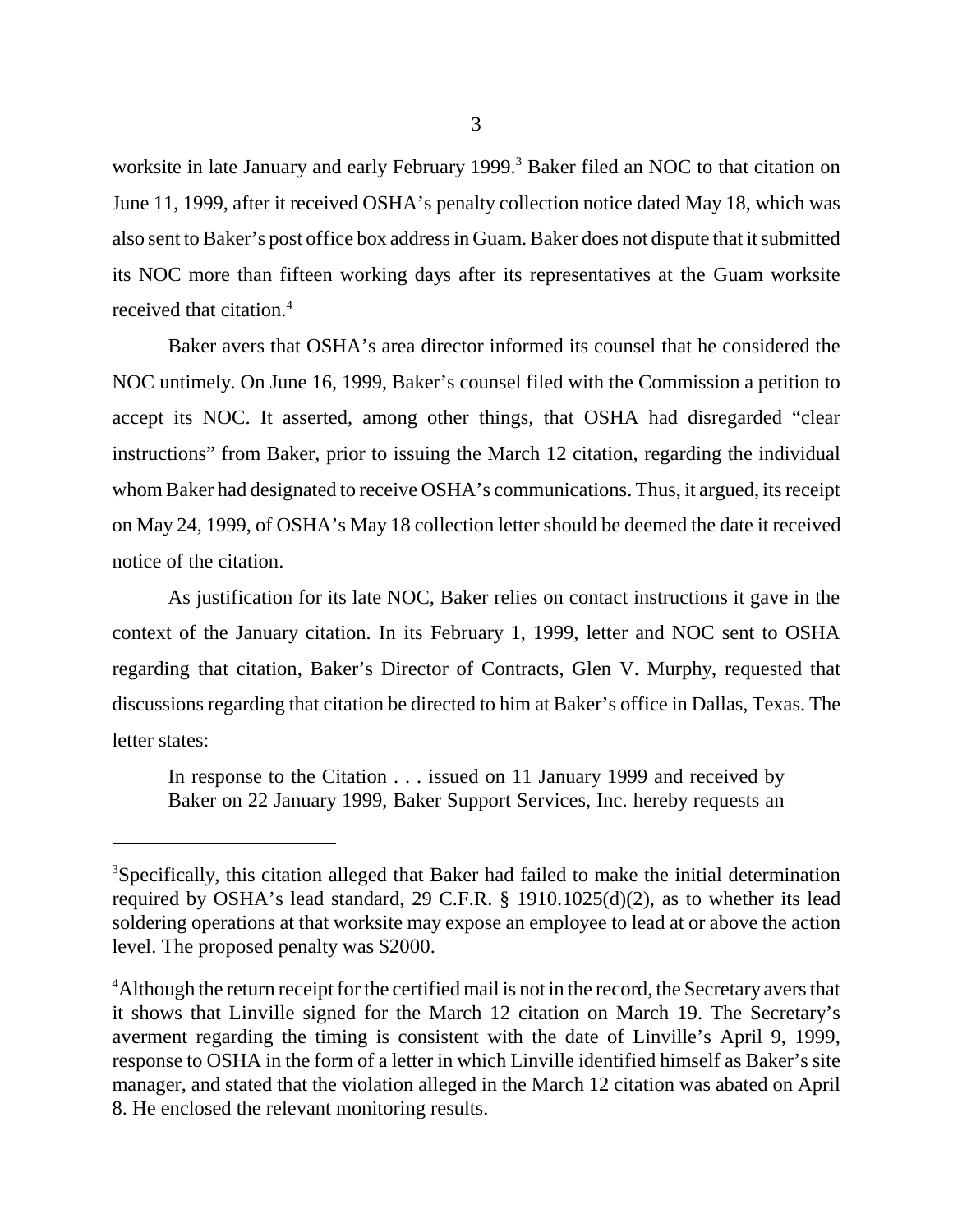worksite in late January and early February 1999.[3] Baker filed an NOC to that citation on June 11, 1999, after it received OSHA's penalty collection notice dated May 18, which was also sent to Baker's post office box address in Guam. Baker does not dispute that it submitted its NOC more than fifteen working days after its representatives at the Guam worksite received that citation.[4]

Baker avers that OSHA's area director informed its counsel that he considered the NOC untimely. On June 16, 1999, Baker's counsel filed with the Commission a petition to accept its NOC. It asserted, among other things, that OSHA had disregarded "clear instructions" from Baker, prior to issuing the March 12 citation, regarding the individual whom Baker had designated to receive OSHA's communications. Thus, it argued, its receipt on May 24, 1999, of OSHA's May 18 collection letter should be deemed the date it received notice of the citation.

As justification for its late NOC, Baker relies on contact instructions it gave in the context of the January citation. In its February 1, 1999, letter and NOC sent to OSHA regarding that citation, Baker's Director of Contracts, Glen V. Murphy, requested that discussions regarding that citation be directed to him at Baker's office in Dallas, Texas. The letter states:

> In response to the Citation . . . issued on 11 January 1999 and received by Baker on 22 January 1999, Baker Support Services, Inc. hereby requests an

---

[3] Specifically, this citation alleged that Baker had failed to make the initial determination required by OSHA's lead standard, 29 C.F.R. § 1910.1025(d)(2), as to whether its lead soldering operations at that worksite may expose an employee to lead at or above the action level. The proposed penalty was $2000.

[4] Although the return receipt for the certified mail is not in the record, the Secretary avers that it shows that Linville signed for the March 12 citation on March 19. The Secretary's averment regarding the timing is consistent with the date of Linville's April 9, 1999, response to OSHA in the form of a letter in which Linville identified himself as Baker's site manager, and stated that the violation alleged in the March 12 citation was abated on April 8. He enclosed the relevant monitoring results.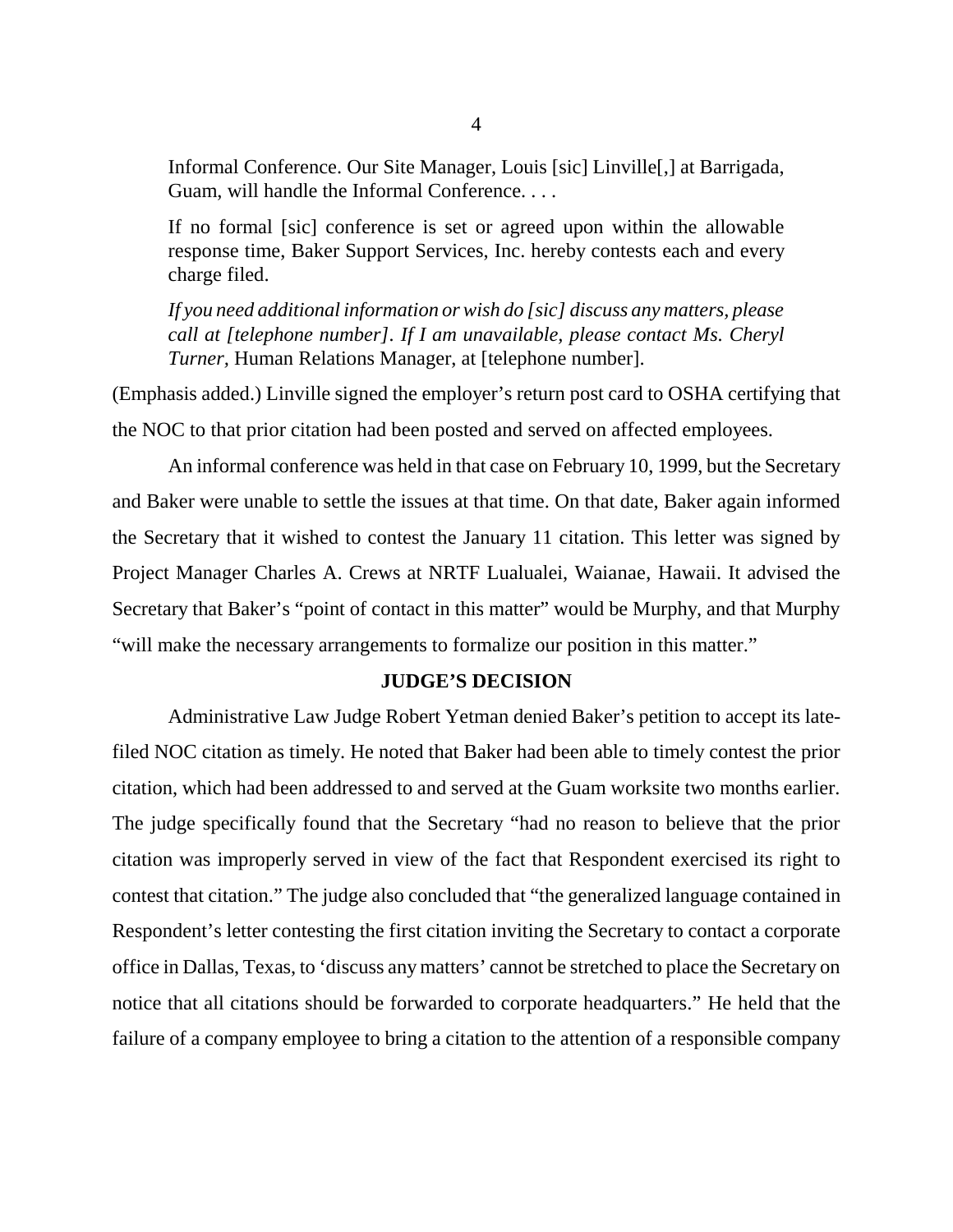> Informal Conference. Our Site Manager, Louis [sic] Linville[,] at Barrigada, Guam, will handle the Informal Conference. . . .
>
> If no formal [sic] conference is set or agreed upon within the allowable response time, Baker Support Services, Inc. hereby contests each and every charge filed.
>
> *If you need additional information or wish do [sic] discuss any matters, please call at [telephone number]. If I am unavailable, please contact Ms. Cheryl Turner*, Human Relations Manager, at [telephone number].

(Emphasis added.) Linville signed the employer's return post card to OSHA certifying that the NOC to that prior citation had been posted and served on affected employees.

An informal conference was held in that case on February 10, 1999, but the Secretary and Baker were unable to settle the issues at that time. On that date, Baker again informed the Secretary that it wished to contest the January 11 citation. This letter was signed by Project Manager Charles A. Crews at NRTF Lualualei, Waianae, Hawaii. It advised the Secretary that Baker's "point of contact in this matter" would be Murphy, and that Murphy "will make the necessary arrangements to formalize our position in this matter."

## JUDGE'S DECISION

Administrative Law Judge Robert Yetman denied Baker's petition to accept its late-filed NOC citation as timely. He noted that Baker had been able to timely contest the prior citation, which had been addressed to and served at the Guam worksite two months earlier. The judge specifically found that the Secretary "had no reason to believe that the prior citation was improperly served in view of the fact that Respondent exercised its right to contest that citation." The judge also concluded that "the generalized language contained in Respondent's letter contesting the first citation inviting the Secretary to contact a corporate office in Dallas, Texas, to 'discuss any matters' cannot be stretched to place the Secretary on notice that all citations should be forwarded to corporate headquarters." He held that the failure of a company employee to bring a citation to the attention of a responsible company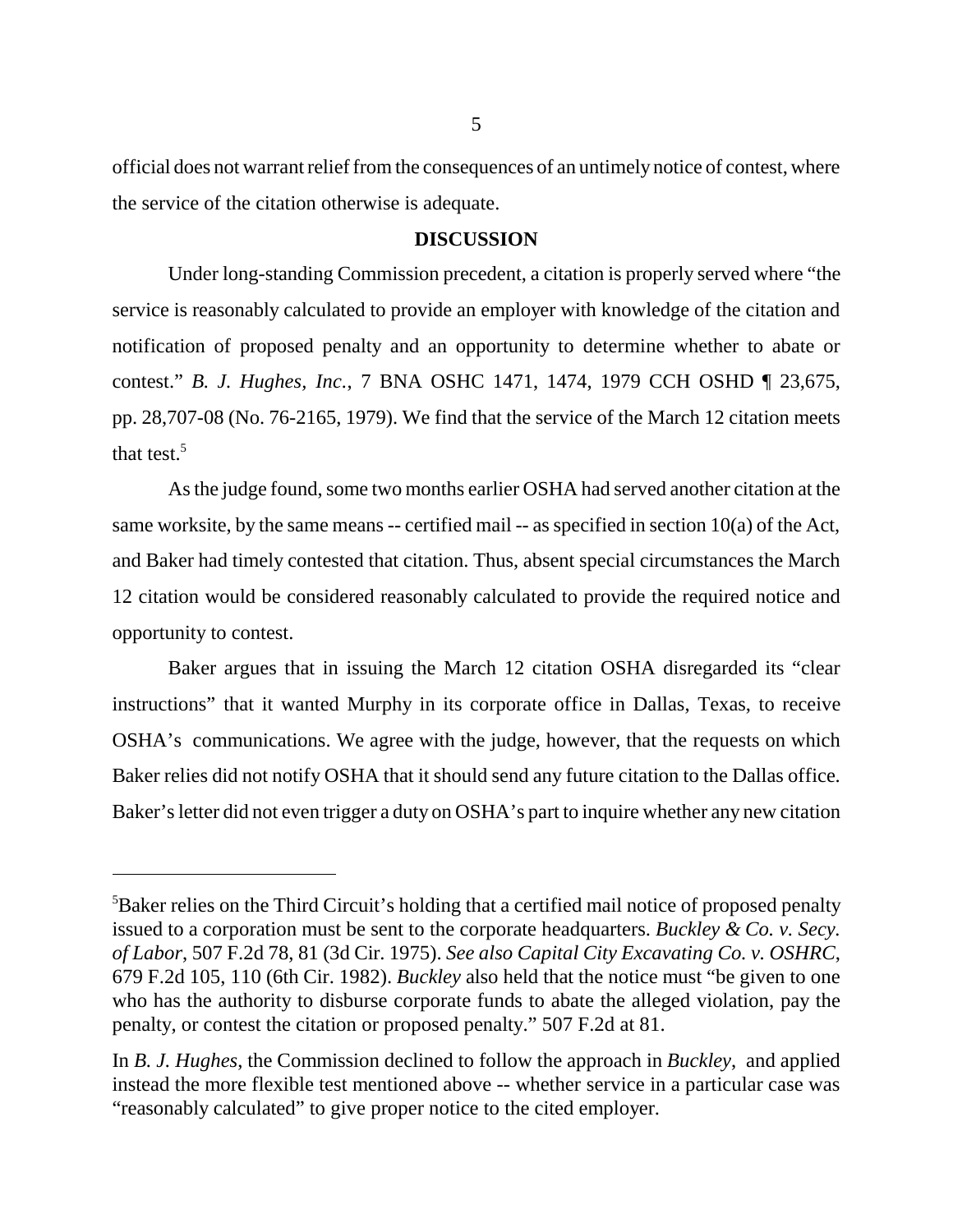official does not warrant relief from the consequences of an untimely notice of contest, where the service of the citation otherwise is adequate.

## DISCUSSION

Under long-standing Commission precedent, a citation is properly served where "the service is reasonably calculated to provide an employer with knowledge of the citation and notification of proposed penalty and an opportunity to determine whether to abate or contest." *B. J. Hughes, Inc.*, 7 BNA OSHC 1471, 1474, 1979 CCH OSHD ¶ 23,675, pp. 28,707-08 (No. 76-2165, 1979). We find that the service of the March 12 citation meets that test.[5]

As the judge found, some two months earlier OSHA had served another citation at the same worksite, by the same means -- certified mail -- as specified in section 10(a) of the Act, and Baker had timely contested that citation. Thus, absent special circumstances the March 12 citation would be considered reasonably calculated to provide the required notice and opportunity to contest.

Baker argues that in issuing the March 12 citation OSHA disregarded its "clear instructions" that it wanted Murphy in its corporate office in Dallas, Texas, to receive OSHA's communications. We agree with the judge, however, that the requests on which Baker relies did not notify OSHA that it should send any future citation to the Dallas office. Baker's letter did not even trigger a duty on OSHA's part to inquire whether any new citation

---

[5]Baker relies on the Third Circuit's holding that a certified mail notice of proposed penalty issued to a corporation must be sent to the corporate headquarters. *Buckley & Co. v. Secy. of Labor*, 507 F.2d 78, 81 (3d Cir. 1975). *See also Capital City Excavating Co. v. OSHRC*, 679 F.2d 105, 110 (6th Cir. 1982). *Buckley* also held that the notice must "be given to one who has the authority to disburse corporate funds to abate the alleged violation, pay the penalty, or contest the citation or proposed penalty." 507 F.2d at 81.

In *B. J. Hughes*, the Commission declined to follow the approach in *Buckley*, and applied instead the more flexible test mentioned above -- whether service in a particular case was "reasonably calculated" to give proper notice to the cited employer.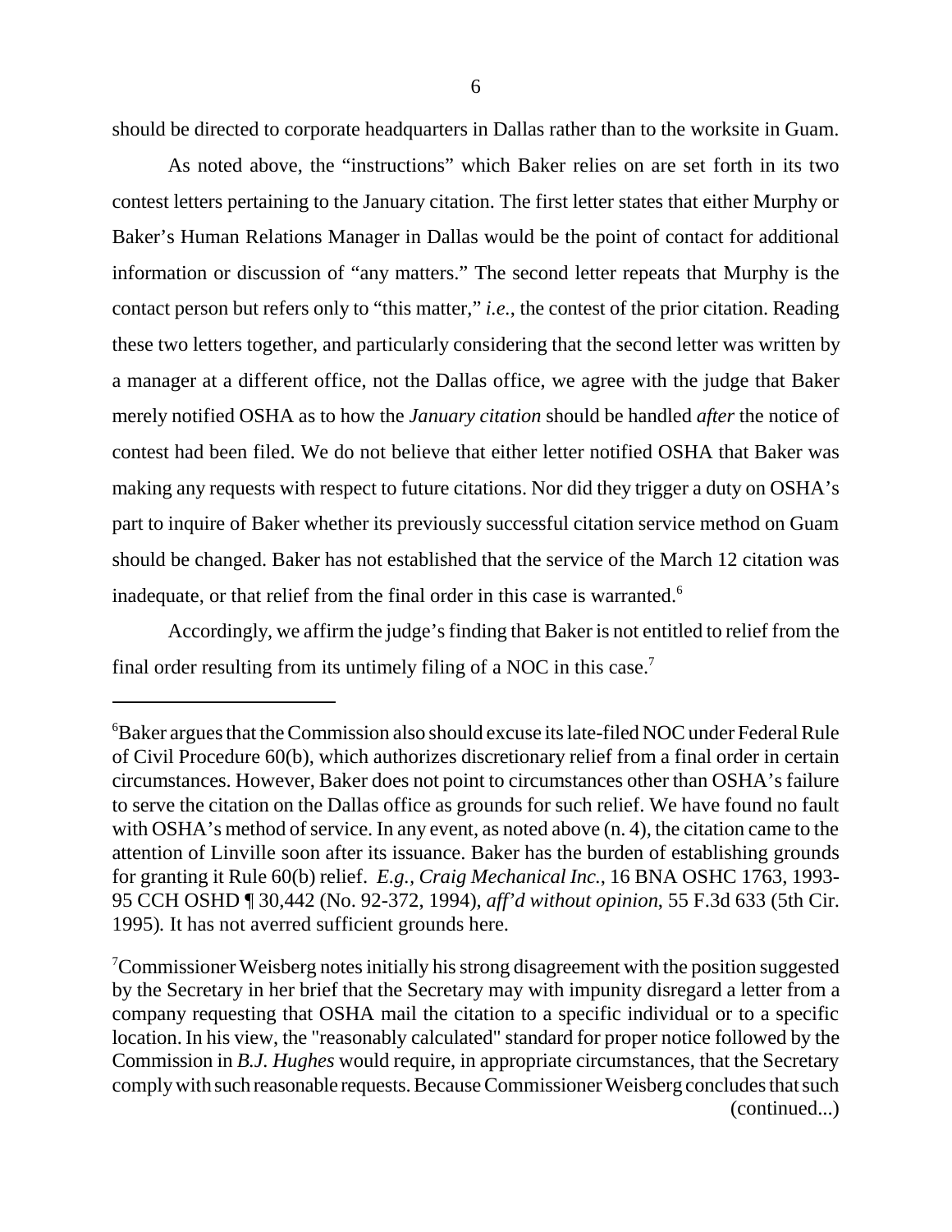should be directed to corporate headquarters in Dallas rather than to the worksite in Guam.

As noted above, the "instructions" which Baker relies on are set forth in its two contest letters pertaining to the January citation. The first letter states that either Murphy or Baker's Human Relations Manager in Dallas would be the point of contact for additional information or discussion of "any matters." The second letter repeats that Murphy is the contact person but refers only to "this matter," *i.e.*, the contest of the prior citation. Reading these two letters together, and particularly considering that the second letter was written by a manager at a different office, not the Dallas office, we agree with the judge that Baker merely notified OSHA as to how the *January citation* should be handled *after* the notice of contest had been filed. We do not believe that either letter notified OSHA that Baker was making any requests with respect to future citations. Nor did they trigger a duty on OSHA's part to inquire of Baker whether its previously successful citation service method on Guam should be changed. Baker has not established that the service of the March 12 citation was inadequate, or that relief from the final order in this case is warranted.[6]

Accordingly, we affirm the judge's finding that Baker is not entitled to relief from the final order resulting from its untimely filing of a NOC in this case.[7]

---

[6]Baker argues that the Commission also should excuse its late-filed NOC under Federal Rule of Civil Procedure 60(b), which authorizes discretionary relief from a final order in certain circumstances. However, Baker does not point to circumstances other than OSHA's failure to serve the citation on the Dallas office as grounds for such relief. We have found no fault with OSHA's method of service. In any event, as noted above (n. 4), the citation came to the attention of Linville soon after its issuance. Baker has the burden of establishing grounds for granting it Rule 60(b) relief. *E.g.*, *Craig Mechanical Inc.*, 16 BNA OSHC 1763, 1993-95 CCH OSHD ¶ 30,442 (No. 92-372, 1994), *aff'd without opinion*, 55 F.3d 633 (5th Cir. 1995). It has not averred sufficient grounds here.

[7]Commissioner Weisberg notes initially his strong disagreement with the position suggested by the Secretary in her brief that the Secretary may with impunity disregard a letter from a company requesting that OSHA mail the citation to a specific individual or to a specific location. In his view, the "reasonably calculated" standard for proper notice followed by the Commission in *B.J. Hughes* would require, in appropriate circumstances, that the Secretary comply with such reasonable requests. Because Commissioner Weisberg concludes that such (continued...)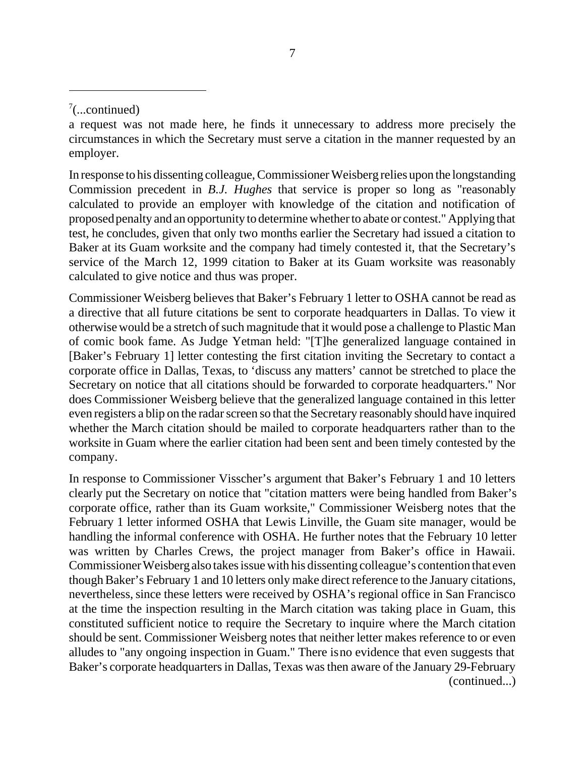[7](...continued)

a request was not made here, he finds it unnecessary to address more precisely the circumstances in which the Secretary must serve a citation in the manner requested by an employer.

In response to his dissenting colleague, Commissioner Weisberg relies upon the longstanding Commission precedent in *B.J. Hughes* that service is proper so long as "reasonably calculated to provide an employer with knowledge of the citation and notification of proposed penalty and an opportunity to determine whether to abate or contest." Applying that test, he concludes, given that only two months earlier the Secretary had issued a citation to Baker at its Guam worksite and the company had timely contested it, that the Secretary's service of the March 12, 1999 citation to Baker at its Guam worksite was reasonably calculated to give notice and thus was proper.

Commissioner Weisberg believes that Baker's February 1 letter to OSHA cannot be read as a directive that all future citations be sent to corporate headquarters in Dallas. To view it otherwise would be a stretch of such magnitude that it would pose a challenge to Plastic Man of comic book fame. As Judge Yetman held: "[T]he generalized language contained in [Baker's February 1] letter contesting the first citation inviting the Secretary to contact a corporate office in Dallas, Texas, to 'discuss any matters' cannot be stretched to place the Secretary on notice that all citations should be forwarded to corporate headquarters." Nor does Commissioner Weisberg believe that the generalized language contained in this letter even registers a blip on the radar screen so that the Secretary reasonably should have inquired whether the March citation should be mailed to corporate headquarters rather than to the worksite in Guam where the earlier citation had been sent and been timely contested by the company.

In response to Commissioner Visscher's argument that Baker's February 1 and 10 letters clearly put the Secretary on notice that "citation matters were being handled from Baker's corporate office, rather than its Guam worksite," Commissioner Weisberg notes that the February 1 letter informed OSHA that Lewis Linville, the Guam site manager, would be handling the informal conference with OSHA. He further notes that the February 10 letter was written by Charles Crews, the project manager from Baker's office in Hawaii. Commissioner Weisberg also takes issue with his dissenting colleague's contention that even though Baker's February 1 and 10 letters only make direct reference to the January citations, nevertheless, since these letters were received by OSHA's regional office in San Francisco at the time the inspection resulting in the March citation was taking place in Guam, this constituted sufficient notice to require the Secretary to inquire where the March citation should be sent. Commissioner Weisberg notes that neither letter makes reference to or even alludes to "any ongoing inspection in Guam." There is no evidence that even suggests that Baker's corporate headquarters in Dallas, Texas was then aware of the January 29-February (continued...)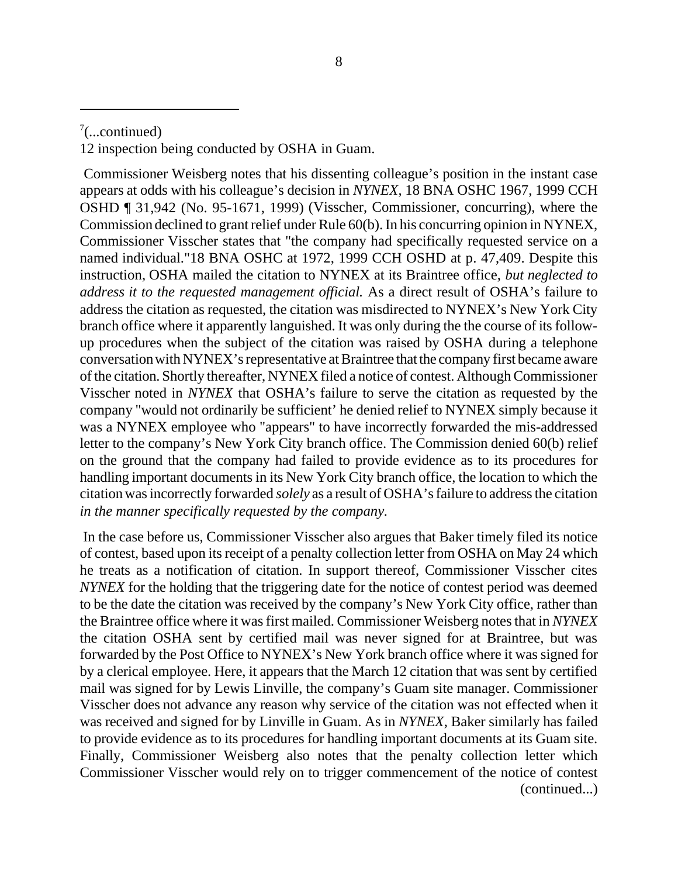[7](...continued)
12 inspection being conducted by OSHA in Guam.

Commissioner Weisberg notes that his dissenting colleague's position in the instant case appears at odds with his colleague's decision in *NYNEX*, 18 BNA OSHC 1967, 1999 CCH OSHD ¶ 31,942 (No. 95-1671, 1999) (Visscher, Commissioner, concurring), where the Commission declined to grant relief under Rule 60(b). In his concurring opinion in NYNEX, Commissioner Visscher states that "the company had specifically requested service on a named individual."18 BNA OSHC at 1972, 1999 CCH OSHD at p. 47,409. Despite this instruction, OSHA mailed the citation to NYNEX at its Braintree office, *but neglected to address it to the requested management official.* As a direct result of OSHA's failure to address the citation as requested, the citation was misdirected to NYNEX's New York City branch office where it apparently languished. It was only during the the course of its follow-up procedures when the subject of the citation was raised by OSHA during a telephone conversation with NYNEX's representative at Braintree that the company first became aware of the citation. Shortly thereafter, NYNEX filed a notice of contest. Although Commissioner Visscher noted in *NYNEX* that OSHA's failure to serve the citation as requested by the company "would not ordinarily be sufficient' he denied relief to NYNEX simply because it was a NYNEX employee who "appears" to have incorrectly forwarded the mis-addressed letter to the company's New York City branch office. The Commission denied 60(b) relief on the ground that the company had failed to provide evidence as to its procedures for handling important documents in its New York City branch office, the location to which the citation was incorrectly forwarded *solely* as a result of OSHA's failure to address the citation *in the manner specifically requested by the company.*

In the case before us, Commissioner Visscher also argues that Baker timely filed its notice of contest, based upon its receipt of a penalty collection letter from OSHA on May 24 which he treats as a notification of citation. In support thereof, Commissioner Visscher cites *NYNEX* for the holding that the triggering date for the notice of contest period was deemed to be the date the citation was received by the company's New York City office, rather than the Braintree office where it was first mailed. Commissioner Weisberg notes that in *NYNEX* the citation OSHA sent by certified mail was never signed for at Braintree, but was forwarded by the Post Office to NYNEX's New York branch office where it was signed for by a clerical employee. Here, it appears that the March 12 citation that was sent by certified mail was signed for by Lewis Linville, the company's Guam site manager. Commissioner Visscher does not advance any reason why service of the citation was not effected when it was received and signed for by Linville in Guam. As in *NYNEX*, Baker similarly has failed to provide evidence as to its procedures for handling important documents at its Guam site. Finally, Commissioner Weisberg also notes that the penalty collection letter which Commissioner Visscher would rely on to trigger commencement of the notice of contest (continued...)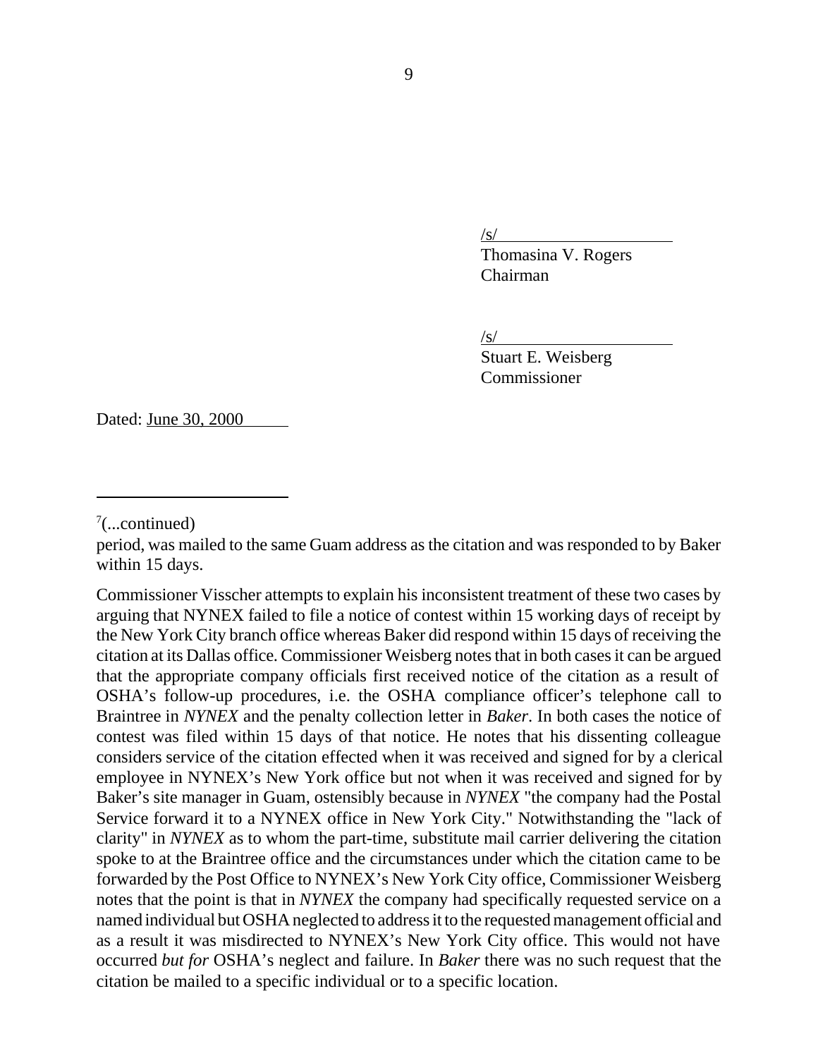/s/
Thomasina V. Rogers
Chairman

/s/
Stuart E. Weisberg
Commissioner

Dated: June 30, 2000

---

[7](...continued)

period, was mailed to the same Guam address as the citation and was responded to by Baker within 15 days.

Commissioner Visscher attempts to explain his inconsistent treatment of these two cases by arguing that NYNEX failed to file a notice of contest within 15 working days of receipt by the New York City branch office whereas Baker did respond within 15 days of receiving the citation at its Dallas office. Commissioner Weisberg notes that in both cases it can be argued that the appropriate company officials first received notice of the citation as a result of OSHA's follow-up procedures, i.e. the OSHA compliance officer's telephone call to Braintree in *NYNEX* and the penalty collection letter in *Baker*. In both cases the notice of contest was filed within 15 days of that notice. He notes that his dissenting colleague considers service of the citation effected when it was received and signed for by a clerical employee in NYNEX's New York office but not when it was received and signed for by Baker's site manager in Guam, ostensibly because in *NYNEX* "the company had the Postal Service forward it to a NYNEX office in New York City." Notwithstanding the "lack of clarity" in *NYNEX* as to whom the part-time, substitute mail carrier delivering the citation spoke to at the Braintree office and the circumstances under which the citation came to be forwarded by the Post Office to NYNEX's New York City office, Commissioner Weisberg notes that the point is that in *NYNEX* the company had specifically requested service on a named individual but OSHA neglected to address it to the requested management official and as a result it was misdirected to NYNEX's New York City office. This would not have occurred *but for* OSHA's neglect and failure. In *Baker* there was no such request that the citation be mailed to a specific individual or to a specific location.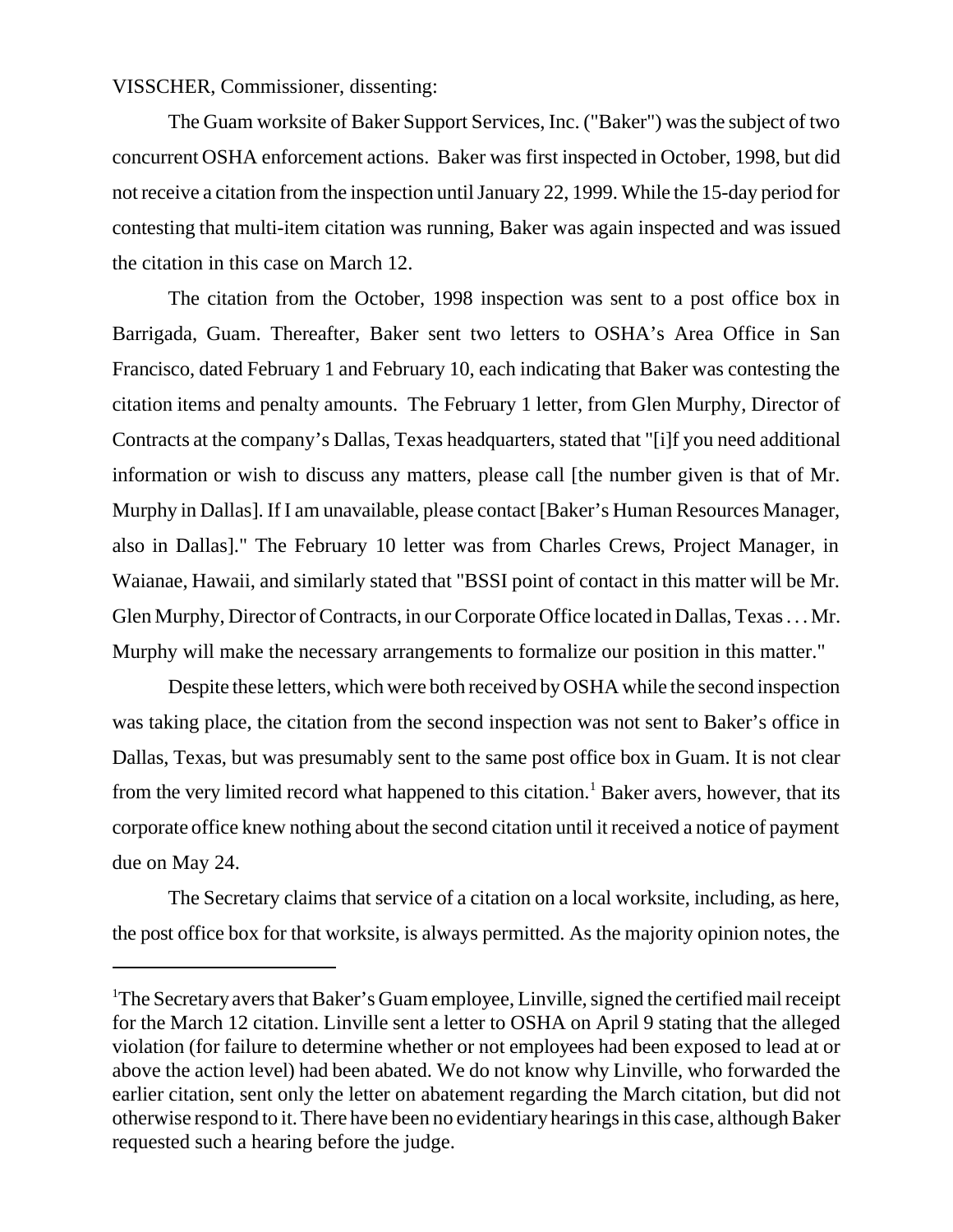VISSCHER, Commissioner, dissenting:

The Guam worksite of Baker Support Services, Inc. ("Baker") was the subject of two concurrent OSHA enforcement actions. Baker was first inspected in October, 1998, but did not receive a citation from the inspection until January 22, 1999. While the 15-day period for contesting that multi-item citation was running, Baker was again inspected and was issued the citation in this case on March 12.

The citation from the October, 1998 inspection was sent to a post office box in Barrigada, Guam. Thereafter, Baker sent two letters to OSHA's Area Office in San Francisco, dated February 1 and February 10, each indicating that Baker was contesting the citation items and penalty amounts. The February 1 letter, from Glen Murphy, Director of Contracts at the company's Dallas, Texas headquarters, stated that "[i]f you need additional information or wish to discuss any matters, please call [the number given is that of Mr. Murphy in Dallas]. If I am unavailable, please contact [Baker's Human Resources Manager, also in Dallas]." The February 10 letter was from Charles Crews, Project Manager, in Waianae, Hawaii, and similarly stated that "BSSI point of contact in this matter will be Mr. Glen Murphy, Director of Contracts, in our Corporate Office located in Dallas, Texas . . . Mr. Murphy will make the necessary arrangements to formalize our position in this matter."

Despite these letters, which were both received by OSHA while the second inspection was taking place, the citation from the second inspection was not sent to Baker's office in Dallas, Texas, but was presumably sent to the same post office box in Guam. It is not clear from the very limited record what happened to this citation.[1] Baker avers, however, that its corporate office knew nothing about the second citation until it received a notice of payment due on May 24.

The Secretary claims that service of a citation on a local worksite, including, as here, the post office box for that worksite, is always permitted. As the majority opinion notes, the

---

[1]The Secretary avers that Baker's Guam employee, Linville, signed the certified mail receipt for the March 12 citation. Linville sent a letter to OSHA on April 9 stating that the alleged violation (for failure to determine whether or not employees had been exposed to lead at or above the action level) had been abated. We do not know why Linville, who forwarded the earlier citation, sent only the letter on abatement regarding the March citation, but did not otherwise respond to it. There have been no evidentiary hearings in this case, although Baker requested such a hearing before the judge.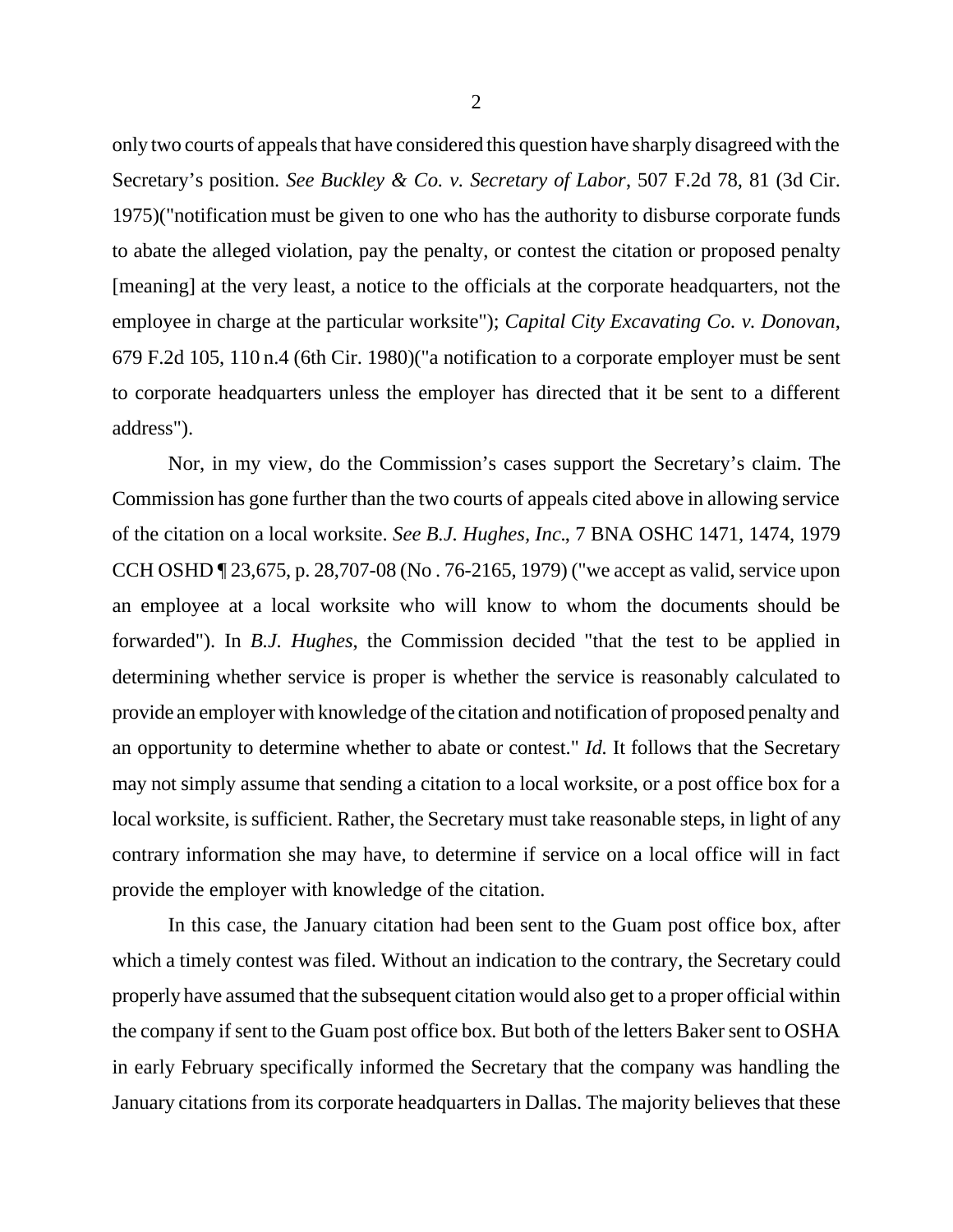only two courts of appeals that have considered this question have sharply disagreed with the Secretary's position. *See Buckley & Co. v. Secretary of Labor*, 507 F.2d 78, 81 (3d Cir. 1975)("notification must be given to one who has the authority to disburse corporate funds to abate the alleged violation, pay the penalty, or contest the citation or proposed penalty [meaning] at the very least, a notice to the officials at the corporate headquarters, not the employee in charge at the particular worksite"); *Capital City Excavating Co. v. Donovan*, 679 F.2d 105, 110 n.4 (6th Cir. 1980)("a notification to a corporate employer must be sent to corporate headquarters unless the employer has directed that it be sent to a different address").

Nor, in my view, do the Commission's cases support the Secretary's claim. The Commission has gone further than the two courts of appeals cited above in allowing service of the citation on a local worksite. *See B.J. Hughes, Inc.*, 7 BNA OSHC 1471, 1474, 1979 CCH OSHD ¶ 23,675, p. 28,707-08 (No . 76-2165, 1979) ("we accept as valid, service upon an employee at a local worksite who will know to whom the documents should be forwarded"). In *B.J. Hughes*, the Commission decided "that the test to be applied in determining whether service is proper is whether the service is reasonably calculated to provide an employer with knowledge of the citation and notification of proposed penalty and an opportunity to determine whether to abate or contest." *Id.* It follows that the Secretary may not simply assume that sending a citation to a local worksite, or a post office box for a local worksite, is sufficient. Rather, the Secretary must take reasonable steps, in light of any contrary information she may have, to determine if service on a local office will in fact provide the employer with knowledge of the citation.

In this case, the January citation had been sent to the Guam post office box, after which a timely contest was filed. Without an indication to the contrary, the Secretary could properly have assumed that the subsequent citation would also get to a proper official within the company if sent to the Guam post office box. But both of the letters Baker sent to OSHA in early February specifically informed the Secretary that the company was handling the January citations from its corporate headquarters in Dallas. The majority believes that these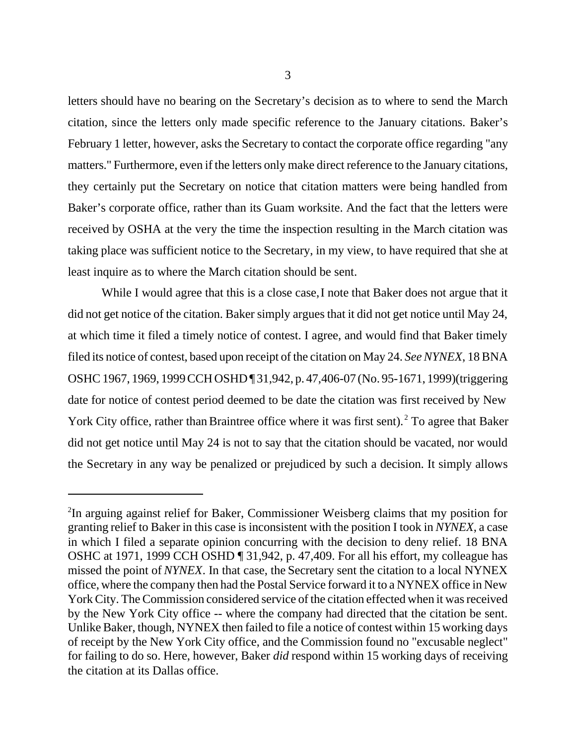letters should have no bearing on the Secretary's decision as to where to send the March citation, since the letters only made specific reference to the January citations. Baker's February 1 letter, however, asks the Secretary to contact the corporate office regarding "any matters." Furthermore, even if the letters only make direct reference to the January citations, they certainly put the Secretary on notice that citation matters were being handled from Baker's corporate office, rather than its Guam worksite. And the fact that the letters were received by OSHA at the very the time the inspection resulting in the March citation was taking place was sufficient notice to the Secretary, in my view, to have required that she at least inquire as to where the March citation should be sent.

While I would agree that this is a close case, I note that Baker does not argue that it did not get notice of the citation. Baker simply argues that it did not get notice until May 24, at which time it filed a timely notice of contest. I agree, and would find that Baker timely filed its notice of contest, based upon receipt of the citation on May 24. *See NYNEX*, 18 BNA OSHC 1967, 1969, 1999 CCH OSHD ¶ 31,942, p. 47,406-07 (No. 95-1671, 1999)(triggering date for notice of contest period deemed to be date the citation was first received by New York City office, rather than Braintree office where it was first sent).[2] To agree that Baker did not get notice until May 24 is not to say that the citation should be vacated, nor would the Secretary in any way be penalized or prejudiced by such a decision. It simply allows

---

[2] In arguing against relief for Baker, Commissioner Weisberg claims that my position for granting relief to Baker in this case is inconsistent with the position I took in *NYNEX*, a case in which I filed a separate opinion concurring with the decision to deny relief. 18 BNA OSHC at 1971, 1999 CCH OSHD ¶ 31,942, p. 47,409. For all his effort, my colleague has missed the point of *NYNEX*. In that case, the Secretary sent the citation to a local NYNEX office, where the company then had the Postal Service forward it to a NYNEX office in New York City. The Commission considered service of the citation effected when it was received by the New York City office -- where the company had directed that the citation be sent. Unlike Baker, though, NYNEX then failed to file a notice of contest within 15 working days of receipt by the New York City office, and the Commission found no "excusable neglect" for failing to do so. Here, however, Baker *did* respond within 15 working days of receiving the citation at its Dallas office.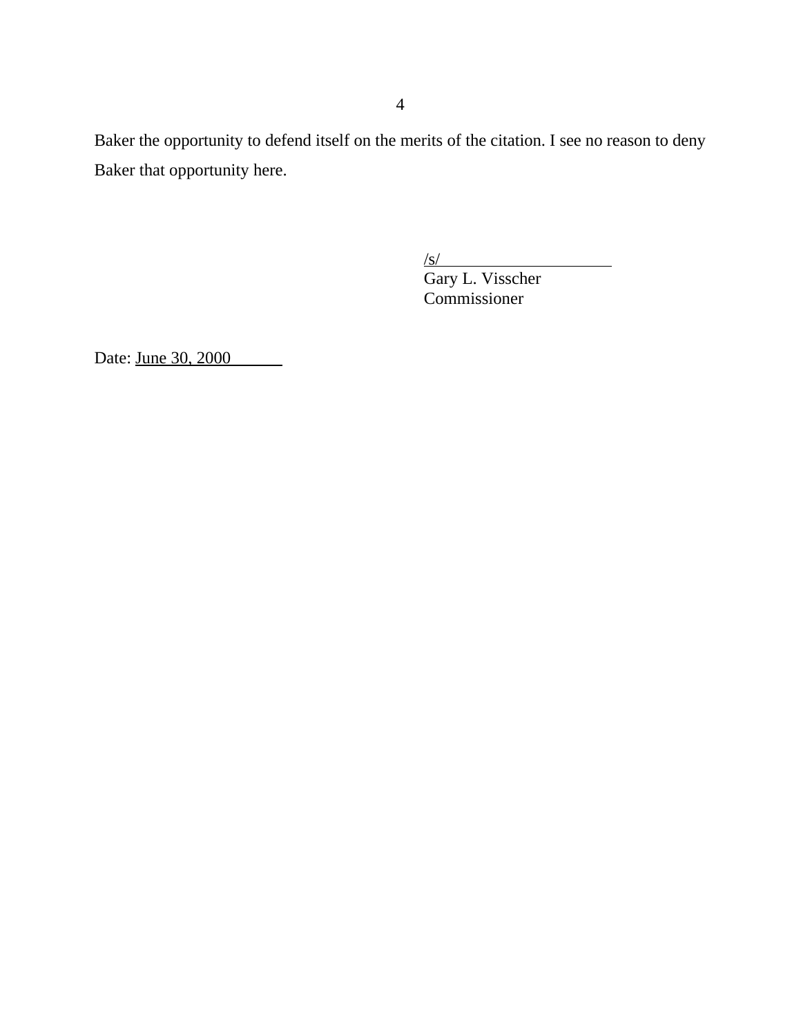Baker the opportunity to defend itself on the merits of the citation. I see no reason to deny Baker that opportunity here.

/s/
Gary L. Visscher
Commissioner

Date: June 30, 2000